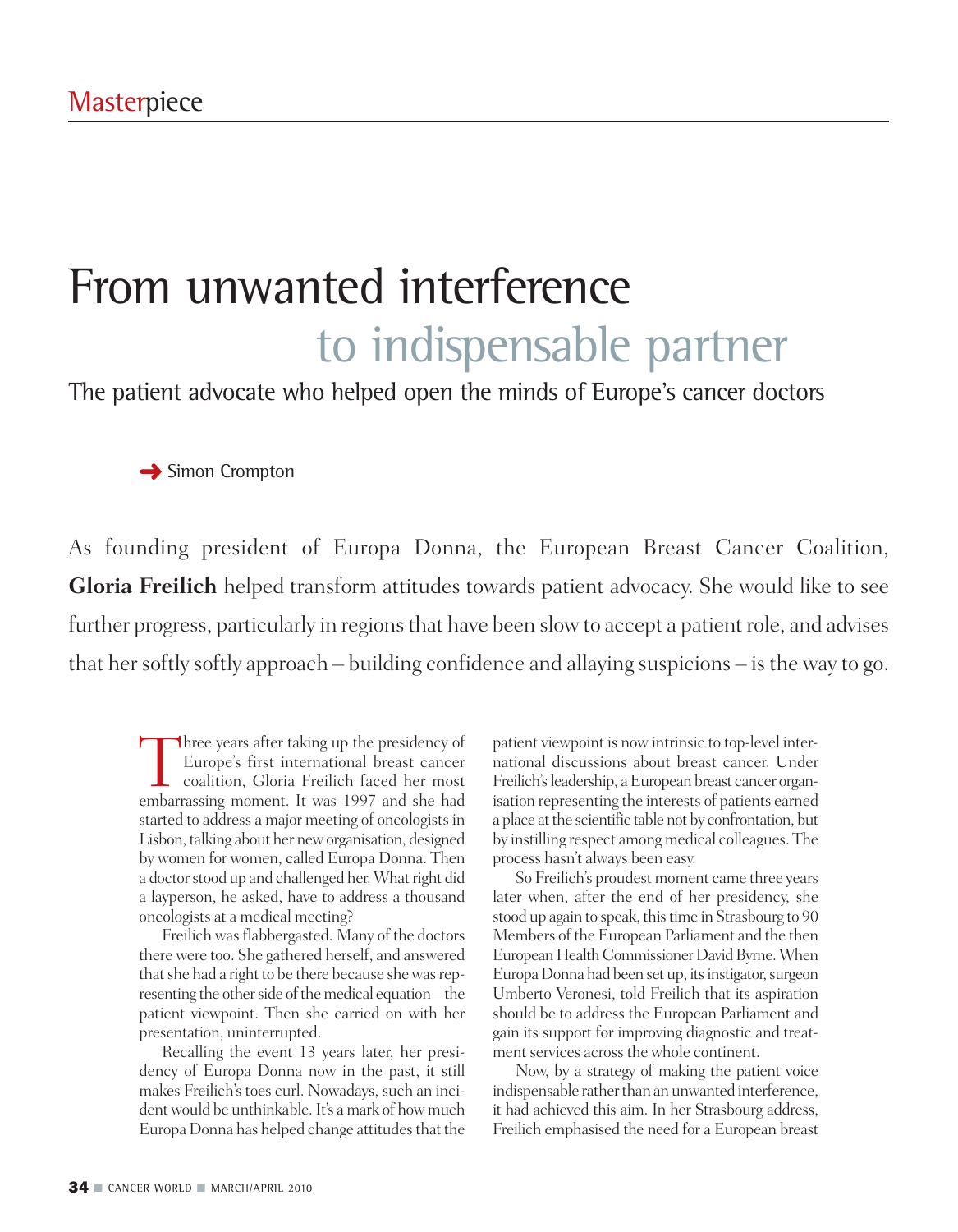Masterpiece

# From unwanted interference to indispensable partner

## The patient advocate who helped open the minds of Europe's cancer doctors

Simon Crompton

As founding president of Europa Donna, the European Breast Cancer Coalition, **Gloria Freilich** helped transform attitudes towards patient advocacy. She would like to see further progress, particularly in regions that have been slow to accept a patient role, and advises that her softly softly approach – building confidence and allaying suspicions – is the way to go.

Three years after taking up the presidency of Europe's first international breast cancer coalition, Gloria Freilich faced her most embarrassing moment. It was 1997 and she had started to address a major meeting of oncologists in Lisbon, talking about her new organisation, designed by women for women, called Europa Donna. Then a doctor stood up and challenged her. What right did a layperson, he asked, have to address a thousand oncologists at a medical meeting?

Freilich was flabbergasted. Many of the doctors there were too. She gathered herself, and answered that she had a right to be there because she was representing the other side of the medical equation – the patient viewpoint. Then she carried on with her presentation, uninterrupted.

Recalling the event 13 years later, her presidency of Europa Donna now in the past, it still makes Freilich's toes curl. Nowadays, such an incident would be unthinkable. It's a mark of how much Europa Donna has helped change attitudes that the patient viewpoint is now intrinsic to top-level international discussions about breast cancer. Under Freilich's leadership, a European breast cancer organisation representing the interests of patients earned a place at the scientific table not by confrontation, but by instilling respect among medical colleagues. The process hasn't always been easy.

So Freilich's proudest moment came three years later when, after the end of her presidency, she stood up again to speak, this time in Strasbourg to 90 Members of the European Parliament and the then European Health Commissioner David Byrne. When Europa Donna had been set up, its instigator, surgeon Umberto Veronesi, told Freilich that its aspiration should be to address the European Parliament and gain its support for improving diagnostic and treatment services across the whole continent.

Now, by a strategy of making the patient voice indispensable rather than an unwanted interference, it had achieved this aim. In her Strasbourg address, Freilich emphasised the need for a European breast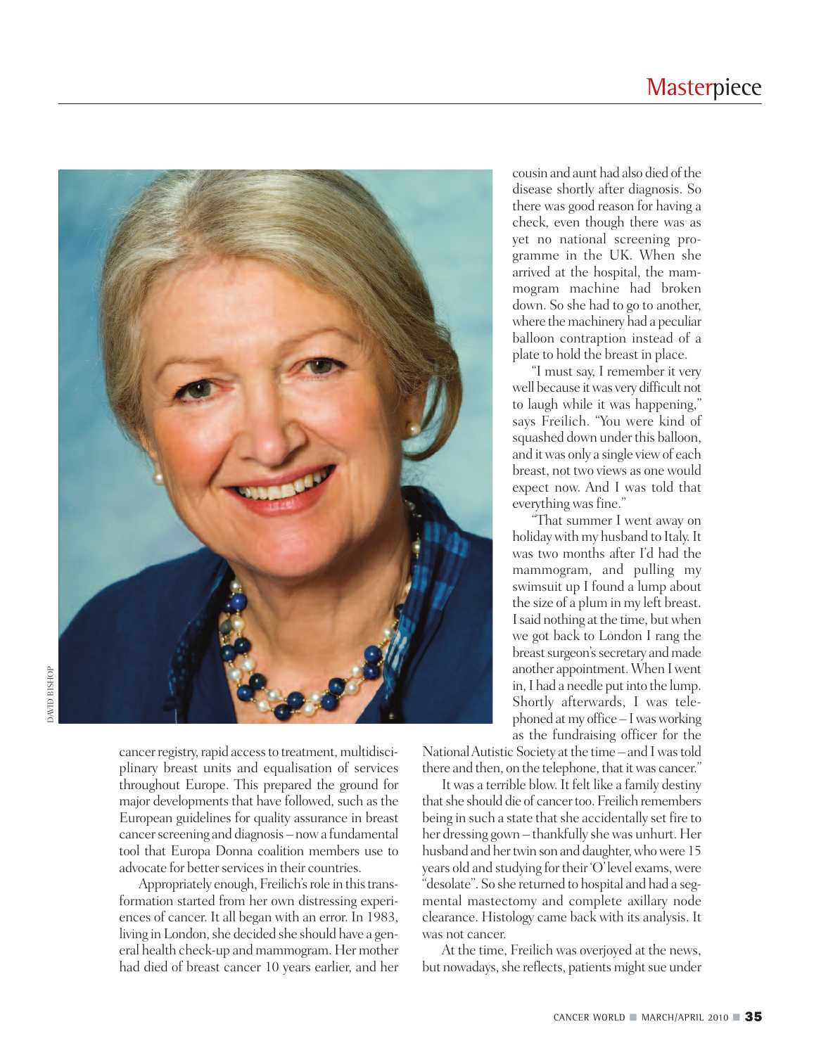cancer registry, rapid access to treatment, multidisciplinary breast units and equalisation of services throughout Europe. This prepared the ground for major developments that have followed, such as the European guidelines for quality assurance in breast cancer screening and diagnosis – now a fundamental tool that Europa Donna coalition members use to advocate for better services in their countries.

Appropriately enough, Freilich's role in this transformation started from her own distressing experiences of cancer. It all began with an error. In 1983, living in London, she decided she should have a general health check-up and mammogram. Her mother had died of breast cancer 10 years earlier, and her cousin and aunt had also died of the disease shortly after diagnosis. So there was good reason for having a check, even though there was as yet no national screening programme in the UK. When she arrived at the hospital, the mammogram machine had broken down. So she had to go to another, where the machinery had a peculiar balloon contraption instead of a plate to hold the breast in place.

"I must say, I remember it very well because it was very difficult not to laugh while it was happening," says Freilich. "You were kind of squashed down under this balloon, and it was only a single view of each breast, not two views as one would expect now. And I was told that everything was fine."

"That summer I went away on holiday with my husband to Italy. It was two months after I'd had the mammogram, and pulling my swimsuit up I found a lump about the size of a plum in my left breast. I said nothing at the time, but when we got back to London I rang the breast surgeon's secretary and made another appointment. When I went in, I had a needle put into the lump. Shortly afterwards, I was telephoned at my office – I was working as the fundraising officer for the National Autistic Society at the time – and I was told there and then, on the telephone, that it was cancer."

It was a terrible blow. It felt like a family destiny that she should die of cancer too. Freilich remembers being in such a state that she accidentally set fire to her dressing gown – thankfully she was unhurt. Her husband and her twin son and daughter, who were 15 years old and studying for their 'O' level exams, were "desolate". So she returned to hospital and had a segmental mastectomy and complete axillary node clearance. Histology came back with its analysis. It was not cancer.

At the time, Freilich was overjoyed at the news, but nowadays, she reflects, patients might sue under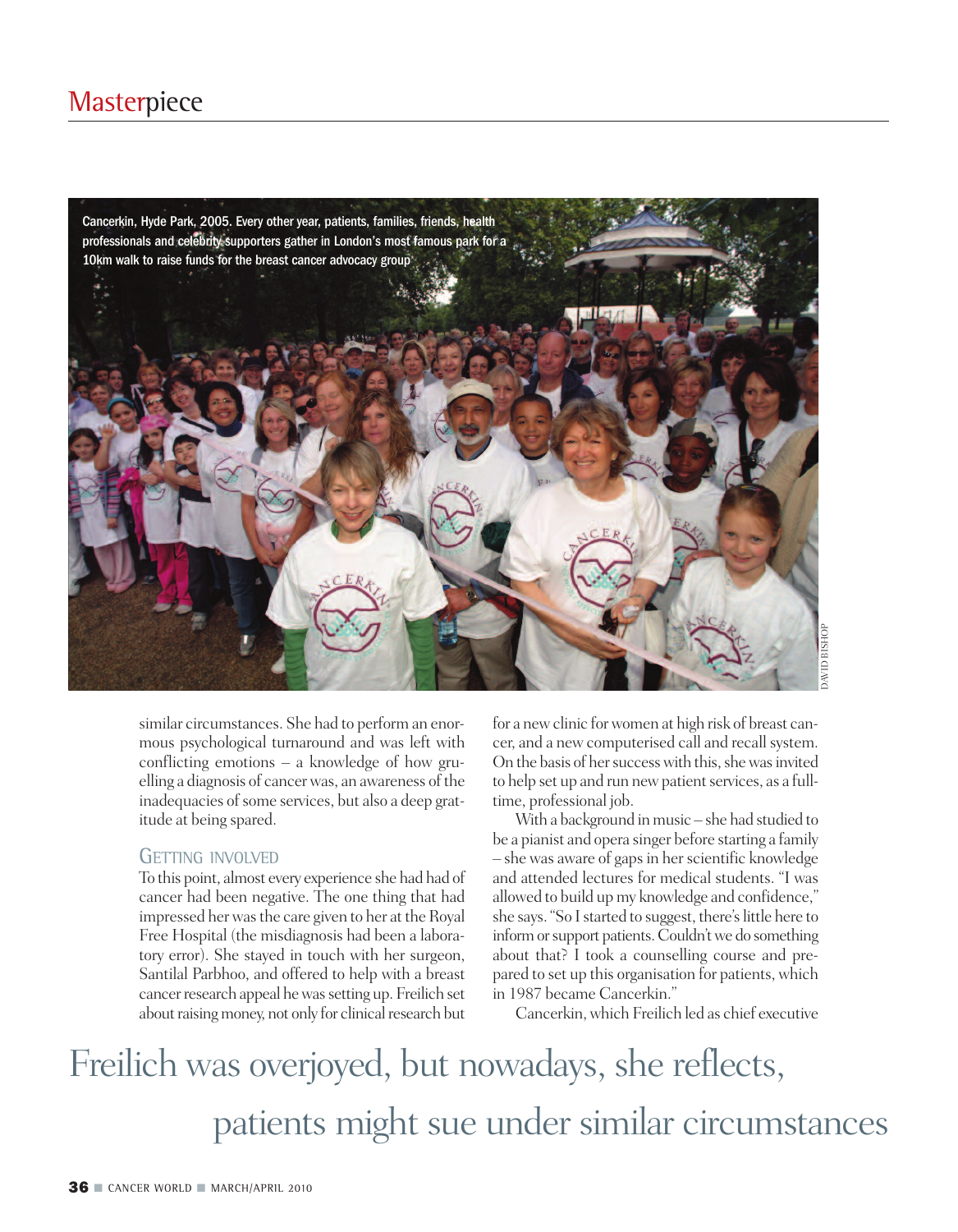Cancerkin, Hyde Park, 2005. Every other year, patients, families, friends, health professionals and celebrity supporters gather in London's most famous park for a 10km walk to raise funds for the breast cancer advocacy group

DAVID BISHOP

similar circumstances. She had to perform an enormous psychological turnaround and was left with conflicting emotions – a knowledge of how gruelling a diagnosis of cancer was, an awareness of the inadequacies of some services, but also a deep gratitude at being spared.

## GETTING INVOLVED

To this point, almost every experience she had had of cancer had been negative. The one thing that had impressed her was the care given to her at the Royal Free Hospital (the misdiagnosis had been a laboratory error). She stayed in touch with her surgeon, Santilal Parbhoo, and offered to help with a breast cancer research appeal he was setting up. Freilich set about raising money, not only for clinical research but for a new clinic for women at high risk of breast cancer, and a new computerised call and recall system. On the basis of her success with this, she was invited to help set up and run new patient services, as a full-time, professional job.

With a background in music – she had studied to be a pianist and opera singer before starting a family – she was aware of gaps in her scientific knowledge and attended lectures for medical students. "I was allowed to build up my knowledge and confidence," she says. "So I started to suggest, there's little here to inform or support patients. Couldn't we do something about that? I took a counselling course and prepared to set up this organisation for patients, which in 1987 became Cancerkin."

Cancerkin, which Freilich led as chief executive

> Freilich was overjoyed, but nowadays, she reflects, patients might sue under similar circumstances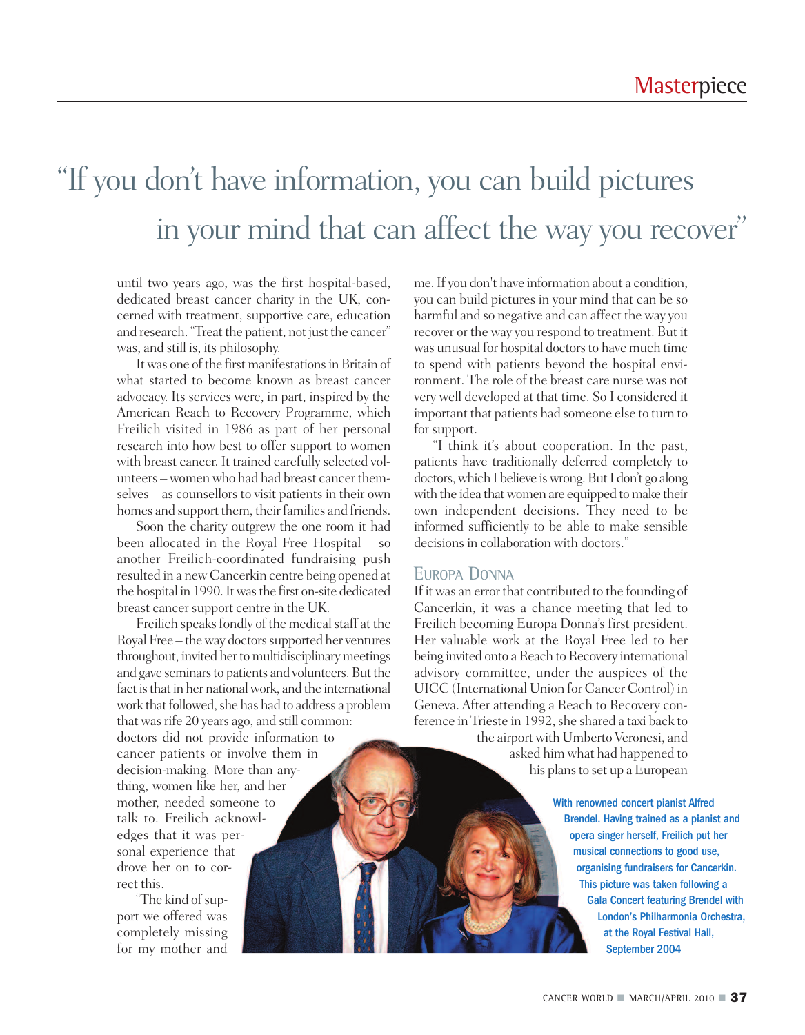> "If you don't have information, you can build pictures in your mind that can affect the way you recover"

until two years ago, was the first hospital-based, dedicated breast cancer charity in the UK, concerned with treatment, supportive care, education and research. "Treat the patient, not just the cancer" was, and still is, its philosophy.

It was one of the first manifestations in Britain of what started to become known as breast cancer advocacy. Its services were, in part, inspired by the American Reach to Recovery Programme, which Freilich visited in 1986 as part of her personal research into how best to offer support to women with breast cancer. It trained carefully selected volunteers – women who had had breast cancer themselves – as counsellors to visit patients in their own homes and support them, their families and friends.

Soon the charity outgrew the one room it had been allocated in the Royal Free Hospital – so another Freilich-coordinated fundraising push resulted in a new Cancerkin centre being opened at the hospital in 1990. It was the first on-site dedicated breast cancer support centre in the UK.

Freilich speaks fondly of the medical staff at the Royal Free – the way doctors supported her ventures throughout, invited her to multidisciplinary meetings and gave seminars to patients and volunteers. But the fact is that in her national work, and the international work that followed, she has had to address a problem that was rife 20 years ago, and still common: doctors did not provide information to cancer patients or involve them in decision-making. More than anything, women like her, and her mother, needed someone to talk to. Freilich acknowledges that it was personal experience that drove her on to correct this.

"The kind of support we offered was completely missing for my mother and me. If you don't have information about a condition, you can build pictures in your mind that can be so harmful and so negative and can affect the way you recover or the way you respond to treatment. But it was unusual for hospital doctors to have much time to spend with patients beyond the hospital environment. The role of the breast care nurse was not very well developed at that time. So I considered it important that patients had someone else to turn to for support.

"I think it's about cooperation. In the past, patients have traditionally deferred completely to doctors, which I believe is wrong. But I don't go along with the idea that women are equipped to make their own independent decisions. They need to be informed sufficiently to be able to make sensible decisions in collaboration with doctors."

## Europa Donna

If it was an error that contributed to the founding of Cancerkin, it was a chance meeting that led to Freilich becoming Europa Donna's first president. Her valuable work at the Royal Free led to her being invited onto a Reach to Recovery international advisory committee, under the auspices of the UICC (International Union for Cancer Control) in Geneva. After attending a Reach to Recovery conference in Trieste in 1992, she shared a taxi back to the airport with Umberto Veronesi, and asked him what had happened to his plans to set up a European

With renowned concert pianist Alfred Brendel. Having trained as a pianist and opera singer herself, Freilich put her musical connections to good use, organising fundraisers for Cancerkin. This picture was taken following a Gala Concert featuring Brendel with London's Philharmonia Orchestra, at the Royal Festival Hall, September 2004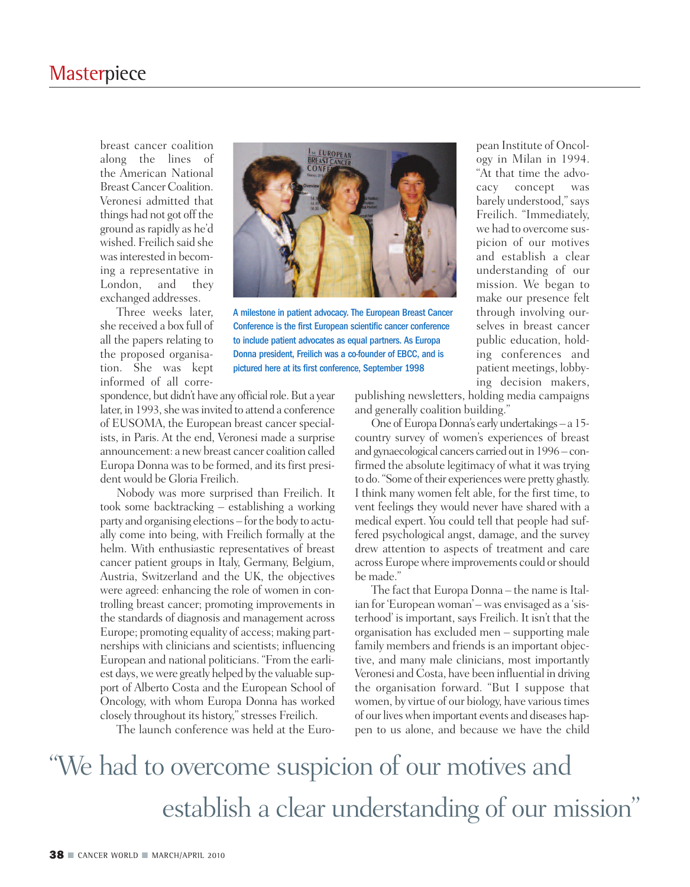breast cancer coalition along the lines of the American National Breast Cancer Coalition. Veronesi admitted that things had not got off the ground as rapidly as he'd wished. Freilich said she was interested in becoming a representative in London, and they exchanged addresses.

Three weeks later, she received a box full of all the papers relating to the proposed organisation. She was kept informed of all correspondence, but didn't have any official role. But a year later, in 1993, she was invited to attend a conference of EUSOMA, the European breast cancer specialists, in Paris. At the end, Veronesi made a surprise announcement: a new breast cancer coalition called Europa Donna was to be formed, and its first president would be Gloria Freilich.

Nobody was more surprised than Freilich. It took some backtracking – establishing a working party and organising elections – for the body to actually come into being, with Freilich formally at the helm. With enthusiastic representatives of breast cancer patient groups in Italy, Germany, Belgium, Austria, Switzerland and the UK, the objectives were agreed: enhancing the role of women in controlling breast cancer; promoting improvements in the standards of diagnosis and management across Europe; promoting equality of access; making partnerships with clinicians and scientists; influencing European and national politicians. "From the earliest days, we were greatly helped by the valuable support of Alberto Costa and the European School of Oncology, with whom Europa Donna has worked closely throughout its history," stresses Freilich.

The launch conference was held at the European Institute of Oncology in Milan in 1994. "At that time the advocacy concept was barely understood," says Freilich. "Immediately, we had to overcome suspicion of our motives and establish a clear understanding of our mission. We began to make our presence felt through involving ourselves in breast cancer public education, holding conferences and patient meetings, lobbying decision makers, publishing newsletters, holding media campaigns and generally coalition building."

A milestone in patient advocacy. The European Breast Cancer Conference is the first European scientific cancer conference to include patient advocates as equal partners. As Europa Donna president, Freilich was a co-founder of EBCC, and is pictured here at its first conference, September 1998

One of Europa Donna's early undertakings – a 15-country survey of women's experiences of breast and gynaecological cancers carried out in 1996 – confirmed the absolute legitimacy of what it was trying to do. "Some of their experiences were pretty ghastly. I think many women felt able, for the first time, to vent feelings they would never have shared with a medical expert. You could tell that people had suffered psychological angst, damage, and the survey drew attention to aspects of treatment and care across Europe where improvements could or should be made."

The fact that Europa Donna – the name is Italian for 'European woman' – was envisaged as a 'sisterhood' is important, says Freilich. It isn't that the organisation has excluded men – supporting male family members and friends is an important objective, and many male clinicians, most importantly Veronesi and Costa, have been influential in driving the organisation forward. "But I suppose that women, by virtue of our biology, have various times of our lives when important events and diseases happen to us alone, and because we have the child

> "We had to overcome suspicion of our motives and establish a clear understanding of our mission"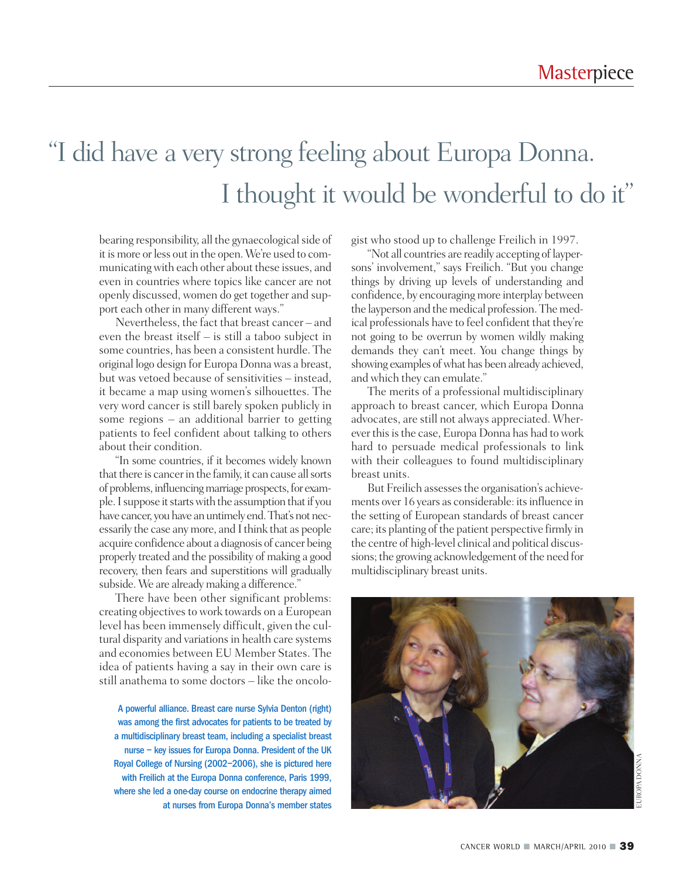# "I did have a very strong feeling about Europa Donna. I thought it would be wonderful to do it"

bearing responsibility, all the gynaecological side of it is more or less out in the open. We're used to communicating with each other about these issues, and even in countries where topics like cancer are not openly discussed, women do get together and support each other in many different ways."

Nevertheless, the fact that breast cancer – and even the breast itself – is still a taboo subject in some countries, has been a consistent hurdle. The original logo design for Europa Donna was a breast, but was vetoed because of sensitivities – instead, it became a map using women's silhouettes. The very word cancer is still barely spoken publicly in some regions – an additional barrier to getting patients to feel confident about talking to others about their condition.

"In some countries, if it becomes widely known that there is cancer in the family, it can cause all sorts of problems, influencing marriage prospects, for example. I suppose it starts with the assumption that if you have cancer, you have an untimely end. That's not necessarily the case any more, and I think that as people acquire confidence about a diagnosis of cancer being properly treated and the possibility of making a good recovery, then fears and superstitions will gradually subside. We are already making a difference."

There have been other significant problems: creating objectives to work towards on a European level has been immensely difficult, given the cultural disparity and variations in health care systems and economies between EU Member States. The idea of patients having a say in their own care is still anathema to some doctors – like the oncologist who stood up to challenge Freilich in 1997.

"Not all countries are readily accepting of laypersons' involvement," says Freilich. "But you change things by driving up levels of understanding and confidence, by encouraging more interplay between the layperson and the medical profession. The medical professionals have to feel confident that they're not going to be overrun by women wildly making demands they can't meet. You change things by showing examples of what has been already achieved, and which they can emulate."

The merits of a professional multidisciplinary approach to breast cancer, which Europa Donna advocates, are still not always appreciated. Wherever this is the case, Europa Donna has had to work hard to persuade medical professionals to link with their colleagues to found multidisciplinary breast units.

But Freilich assesses the organisation's achievements over 16 years as considerable: its influence in the setting of European standards of breast cancer care; its planting of the patient perspective firmly in the centre of high-level clinical and political discussions; the growing acknowledgement of the need for multidisciplinary breast units.

A powerful alliance. Breast care nurse Sylvia Denton (right) was among the first advocates for patients to be treated by a multidisciplinary breast team, including a specialist breast nurse – key issues for Europa Donna. President of the UK Royal College of Nursing (2002–2006), she is pictured here with Freilich at the Europa Donna conference, Paris 1999, where she led a one-day course on endocrine therapy aimed at nurses from Europa Donna's member states

EUROPA DONNA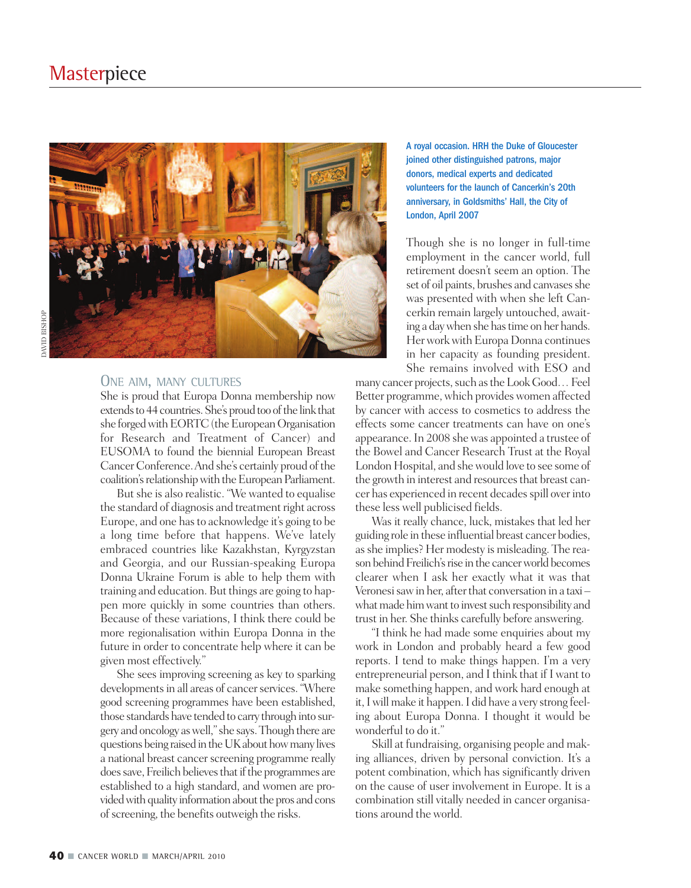A royal occasion. HRH the Duke of Gloucester joined other distinguished patrons, major donors, medical experts and dedicated volunteers for the launch of Cancerkin's 20th anniversary, in Goldsmiths' Hall, the City of London, April 2007

### ONE AIM, MANY CULTURES

She is proud that Europa Donna membership now extends to 44 countries. She's proud too of the link that she forged with EORTC (the European Organisation for Research and Treatment of Cancer) and EUSOMA to found the biennial European Breast Cancer Conference. And she's certainly proud of the coalition's relationship with the European Parliament.

But she is also realistic. "We wanted to equalise the standard of diagnosis and treatment right across Europe, and one has to acknowledge it's going to be a long time before that happens. We've lately embraced countries like Kazakhstan, Kyrgyzstan and Georgia, and our Russian-speaking Europa Donna Ukraine Forum is able to help them with training and education. But things are going to happen more quickly in some countries than others. Because of these variations, I think there could be more regionalisation within Europa Donna in the future in order to concentrate help where it can be given most effectively."

She sees improving screening as key to sparking developments in all areas of cancer services. "Where good screening programmes have been established, those standards have tended to carry through into surgery and oncology as well," she says. Though there are questions being raised in the UK about how many lives a national breast cancer screening programme really does save, Freilich believes that if the programmes are established to a high standard, and women are provided with quality information about the pros and cons of screening, the benefits outweigh the risks.

Though she is no longer in full-time employment in the cancer world, full retirement doesn't seem an option. The set of oil paints, brushes and canvases she was presented with when she left Cancerkin remain largely untouched, awaiting a day when she has time on her hands. Her work with Europa Donna continues in her capacity as founding president. She remains involved with ESO and many cancer projects, such as the Look Good… Feel Better programme, which provides women affected by cancer with access to cosmetics to address the effects some cancer treatments can have on one's appearance. In 2008 she was appointed a trustee of the Bowel and Cancer Research Trust at the Royal London Hospital, and she would love to see some of the growth in interest and resources that breast cancer has experienced in recent decades spill over into these less well publicised fields.

Was it really chance, luck, mistakes that led her guiding role in these influential breast cancer bodies, as she implies? Her modesty is misleading. The reason behind Freilich's rise in the cancer world becomes clearer when I ask her exactly what it was that Veronesi saw in her, after that conversation in a taxi – what made him want to invest such responsibility and trust in her. She thinks carefully before answering.

"I think he had made some enquiries about my work in London and probably heard a few good reports. I tend to make things happen. I'm a very entrepreneurial person, and I think that if I want to make something happen, and work hard enough at it, I will make it happen. I did have a very strong feeling about Europa Donna. I thought it would be wonderful to do it."

Skill at fundraising, organising people and making alliances, driven by personal conviction. It's a potent combination, which has significantly driven on the cause of user involvement in Europe. It is a combination still vitally needed in cancer organisations around the world.